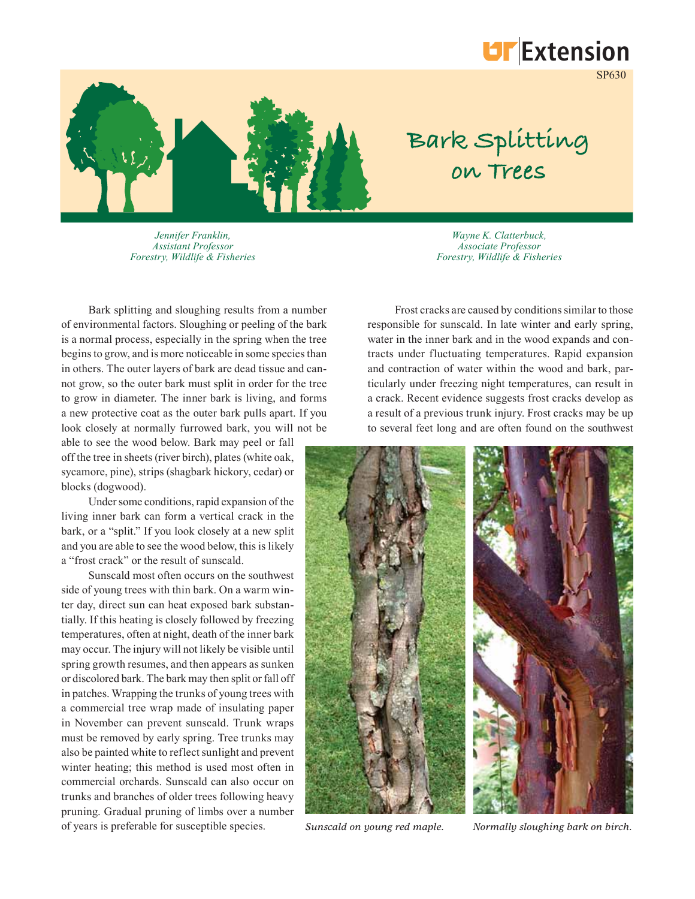# Bark Splitting on Trees

SP630

*Jennifer Franklin,*
*Assistant Professor*
*Forestry, Wildlife & Fisheries*

*Wayne K. Clatterbuck,*
*Associate Professor*
*Forestry, Wildlife & Fisheries*

Bark splitting and sloughing results from a number of environmental factors. Sloughing or peeling of the bark is a normal process, especially in the spring when the tree begins to grow, and is more noticeable in some species than in others. The outer layers of bark are dead tissue and cannot grow, so the outer bark must split in order for the tree to grow in diameter. The inner bark is living, and forms a new protective coat as the outer bark pulls apart. If you look closely at normally furrowed bark, you will not be able to see the wood below. Bark may peel or fall off the tree in sheets (river birch), plates (white oak, sycamore, pine), strips (shagbark hickory, cedar) or blocks (dogwood).

Under some conditions, rapid expansion of the living inner bark can form a vertical crack in the bark, or a "split." If you look closely at a new split and you are able to see the wood below, this is likely a "frost crack" or the result of sunscald.

Sunscald most often occurs on the southwest side of young trees with thin bark. On a warm winter day, direct sun can heat exposed bark substantially. If this heating is closely followed by freezing temperatures, often at night, death of the inner bark may occur. The injury will not likely be visible until spring growth resumes, and then appears as sunken or discolored bark. The bark may then split or fall off in patches. Wrapping the trunks of young trees with a commercial tree wrap made of insulating paper in November can prevent sunscald. Trunk wraps must be removed by early spring. Tree trunks may also be painted white to reflect sunlight and prevent winter heating; this method is used most often in commercial orchards. Sunscald can also occur on trunks and branches of older trees following heavy pruning. Gradual pruning of limbs over a number of years is preferable for susceptible species.

Frost cracks are caused by conditions similar to those responsible for sunscald. In late winter and early spring, water in the inner bark and in the wood expands and contracts under fluctuating temperatures. Rapid expansion and contraction of water within the wood and bark, particularly under freezing night temperatures, can result in a crack. Recent evidence suggests frost cracks develop as a result of a previous trunk injury. Frost cracks may be up to several feet long and are often found on the southwest

*Sunscald on young red maple.*

*Normally sloughing bark on birch.*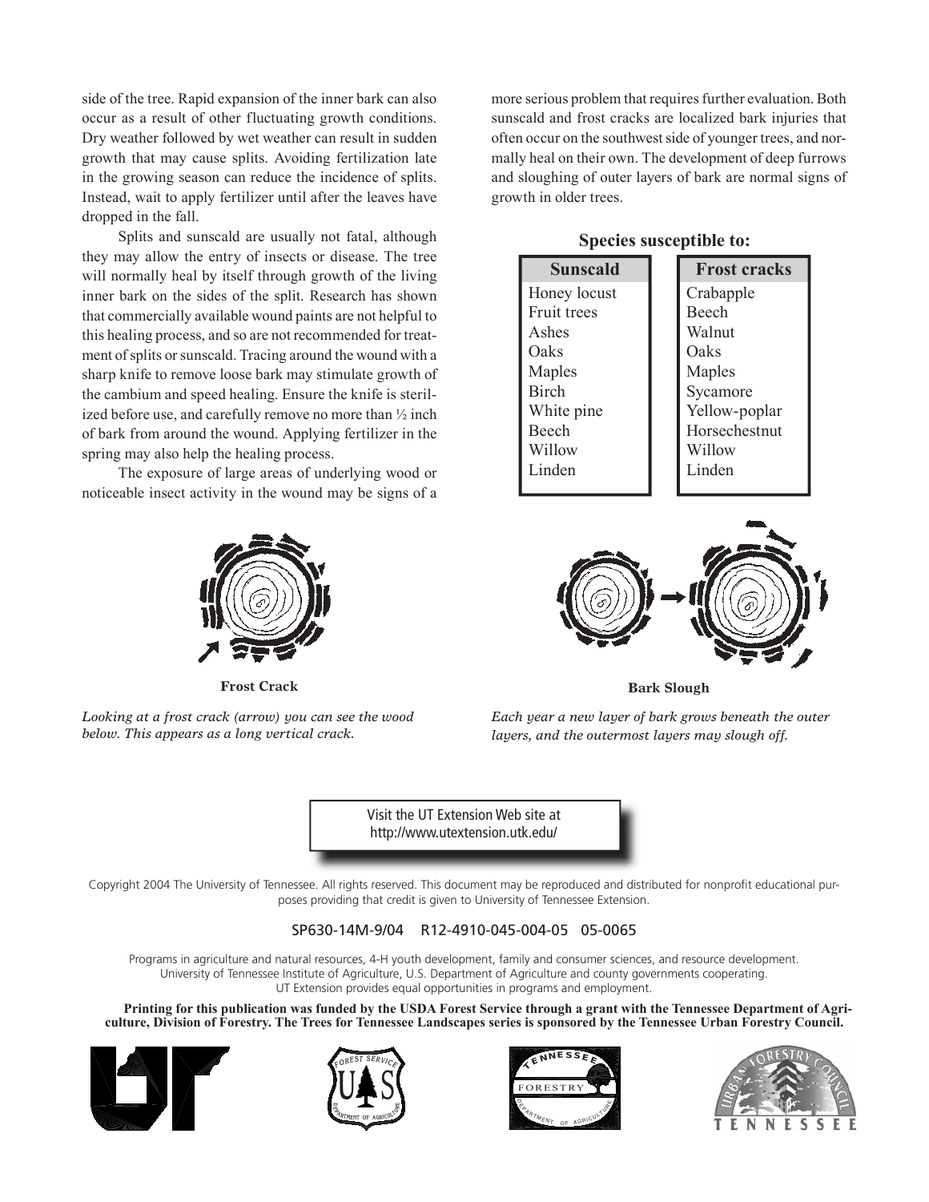side of the tree. Rapid expansion of the inner bark can also occur as a result of other fluctuating growth conditions. Dry weather followed by wet weather can result in sudden growth that may cause splits. Avoiding fertilization late in the growing season can reduce the incidence of splits. Instead, wait to apply fertilizer until after the leaves have dropped in the fall.

Splits and sunscald are usually not fatal, although they may allow the entry of insects or disease. The tree will normally heal by itself through growth of the living inner bark on the sides of the split. Research has shown that commercially available wound paints are not helpful to this healing process, and so are not recommended for treatment of splits or sunscald. Tracing around the wound with a sharp knife to remove loose bark may stimulate growth of the cambium and speed healing. Ensure the knife is sterilized before use, and carefully remove no more than ½ inch of bark from around the wound. Applying fertilizer in the spring may also help the healing process.

The exposure of large areas of underlying wood or noticeable insect activity in the wound may be signs of a more serious problem that requires further evaluation. Both sunscald and frost cracks are localized bark injuries that often occur on the southwest side of younger trees, and normally heal on their own. The development of deep furrows and sloughing of outer layers of bark are normal signs of growth in older trees.

**Species susceptible to:**

| Sunscald | Frost cracks |
|---|---|
| Honey locust | Crabapple |
| Fruit trees | Beech |
| Ashes | Walnut |
| Oaks | Oaks |
| Maples | Maples |
| Birch | Sycamore |
| White pine | Yellow-poplar |
| Beech | Horsechestnut |
| Willow | Willow |
| Linden | Linden |

**Frost Crack**

*Looking at a frost crack (arrow) you can see the wood below. This appears as a long vertical crack.*

**Bark Slough**

*Each year a new layer of bark grows beneath the outer layers, and the outermost layers may slough off.*

Visit the UT Extension Web site at
http://www.utextension.utk.edu/

Copyright 2004 The University of Tennessee. All rights reserved. This document may be reproduced and distributed for nonprofit educational purposes providing that credit is given to University of Tennessee Extension.

SP630-14M-9/04 R12-4910-045-004-05 05-0065

Programs in agriculture and natural resources, 4-H youth development, family and consumer sciences, and resource development. University of Tennessee Institute of Agriculture, U.S. Department of Agriculture and county governments cooperating. UT Extension provides equal opportunities in programs and employment.

**Printing for this publication was funded by the USDA Forest Service through a grant with the Tennessee Department of Agriculture, Division of Forestry. The Trees for Tennessee Landscapes series is sponsored by the Tennessee Urban Forestry Council.**